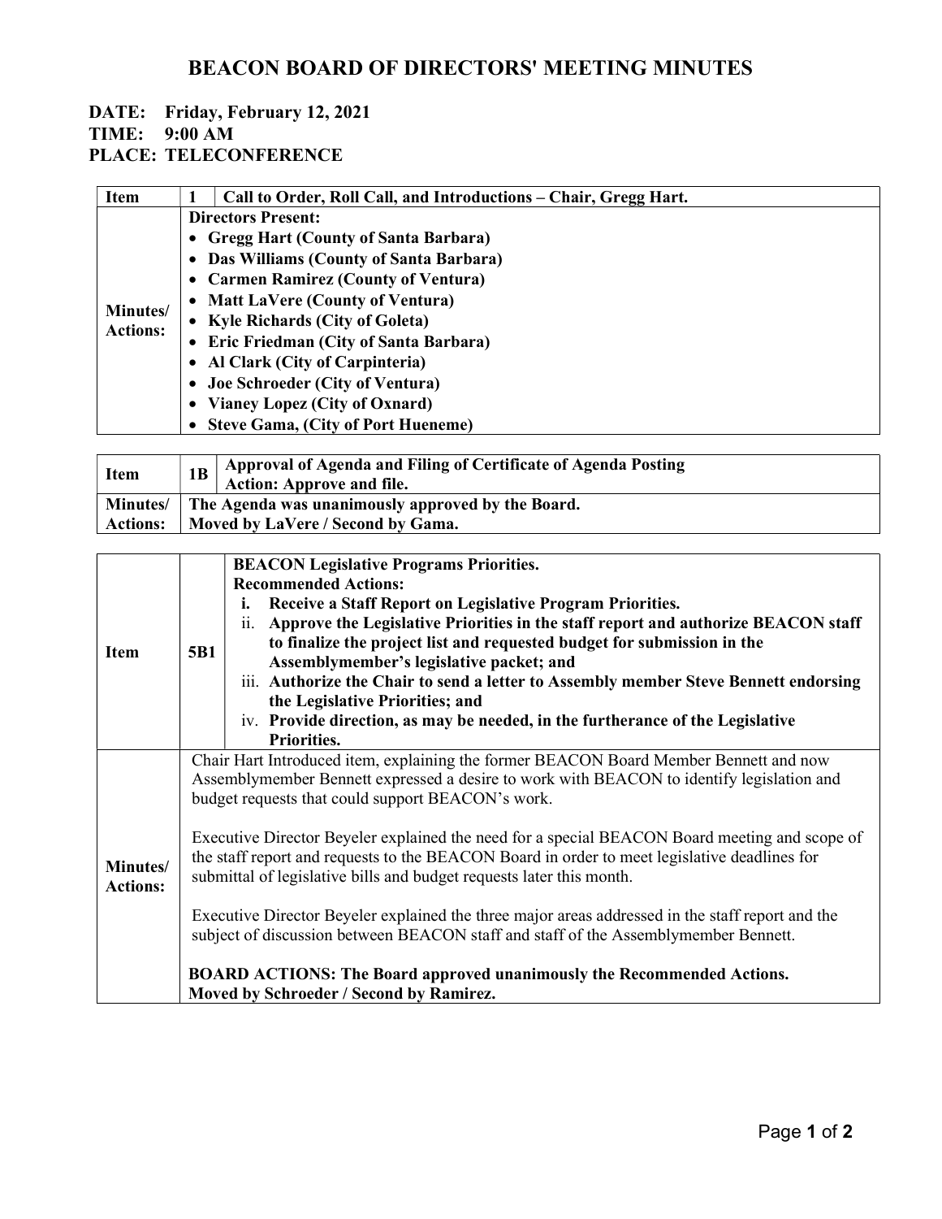# BEACON BOARD OF DIRECTORS' MEETING MINUTES

**DATE: Friday, February 12, 2021**
**TIME: 9:00 AM**
**PLACE: TELECONFERENCE**

| Item | 1 | Call to Order, Roll Call, and Introductions – Chair, Gregg Hart. |
|---|---|---|
| Minutes/ Actions: | **Directors Present:**<br>• **Gregg Hart (County of Santa Barbara)**<br>• **Das Williams (County of Santa Barbara)**<br>• **Carmen Ramirez (County of Ventura)**<br>• **Matt LaVere (County of Ventura)**<br>• **Kyle Richards (City of Goleta)**<br>• **Eric Friedman (City of Santa Barbara)**<br>• **Al Clark (City of Carpinteria)**<br>• **Joe Schroeder (City of Ventura)**<br>• **Vianey Lopez (City of Oxnard)**<br>• **Steve Gama, (City of Port Hueneme)** | |

| Item | 1B | Approval of Agenda and Filing of Certificate of Agenda Posting<br>Action: Approve and file. |
|---|---|---|
| Minutes/ Actions: | **The Agenda was unanimously approved by the Board.**<br>**Moved by LaVere / Second by Gama.** | |

| Item | 5B1 | **BEACON Legislative Programs Priorities.**<br>**Recommended Actions:**<br>i. **Receive a Staff Report on Legislative Program Priorities.**<br>ii. **Approve the Legislative Priorities in the staff report and authorize BEACON staff to finalize the project list and requested budget for submission in the Assemblymember's legislative packet; and**<br>iii. **Authorize the Chair to send a letter to Assembly member Steve Bennett endorsing the Legislative Priorities; and**<br>iv. **Provide direction, as may be needed, in the furtherance of the Legislative Priorities.** |
|---|---|---|
| Minutes/ Actions: | Chair Hart Introduced item, explaining the former BEACON Board Member Bennett and now Assemblymember Bennett expressed a desire to work with BEACON to identify legislation and budget requests that could support BEACON's work.<br><br>Executive Director Beyeler explained the need for a special BEACON Board meeting and scope of the staff report and requests to the BEACON Board in order to meet legislative deadlines for submittal of legislative bills and budget requests later this month.<br><br>Executive Director Beyeler explained the three major areas addressed in the staff report and the subject of discussion between BEACON staff and staff of the Assemblymember Bennett.<br><br>**BOARD ACTIONS: The Board approved unanimously the Recommended Actions.**<br>**Moved by Schroeder / Second by Ramirez.** | |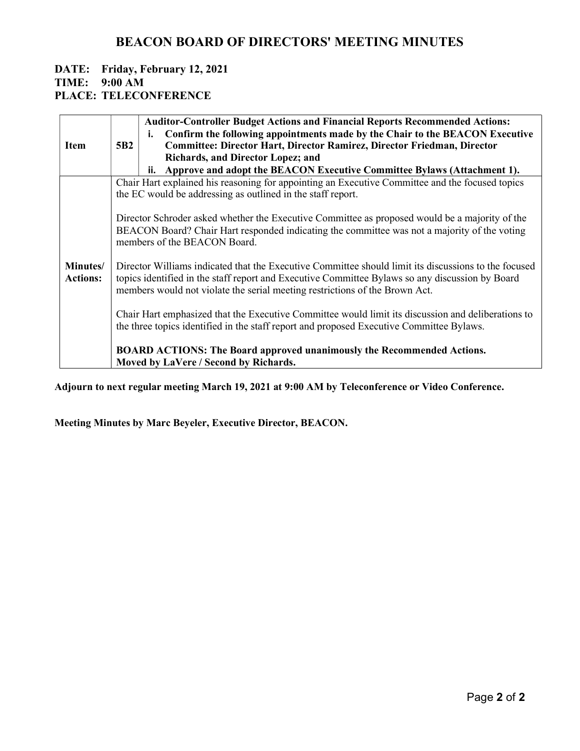# BEACON BOARD OF DIRECTORS' MEETING MINUTES

**DATE: Friday, February 12, 2021**
**TIME: 9:00 AM**
**PLACE: TELECONFERENCE**

| | | |
|---|---|---|
| **Item** | **5B2** | **Auditor-Controller Budget Actions and Financial Reports Recommended Actions:**<br>**i. Confirm the following appointments made by the Chair to the BEACON Executive Committee: Director Hart, Director Ramirez, Director Friedman, Director Richards, and Director Lopez; and**<br>**ii. Approve and adopt the BEACON Executive Committee Bylaws (Attachment 1).** |
| **Minutes/ Actions:** | Chair Hart explained his reasoning for appointing an Executive Committee and the focused topics the EC would be addressing as outlined in the staff report.<br><br>Director Schroder asked whether the Executive Committee as proposed would be a majority of the BEACON Board? Chair Hart responded indicating the committee was not a majority of the voting members of the BEACON Board.<br><br>Director Williams indicated that the Executive Committee should limit its discussions to the focused topics identified in the staff report and Executive Committee Bylaws so any discussion by Board members would not violate the serial meeting restrictions of the Brown Act.<br><br>Chair Hart emphasized that the Executive Committee would limit its discussion and deliberations to the three topics identified in the staff report and proposed Executive Committee Bylaws.<br><br>**BOARD ACTIONS: The Board approved unanimously the Recommended Actions. Moved by LaVere / Second by Richards.** | |

**Adjourn to next regular meeting March 19, 2021 at 9:00 AM by Teleconference or Video Conference.**

**Meeting Minutes by Marc Beyeler, Executive Director, BEACON.**